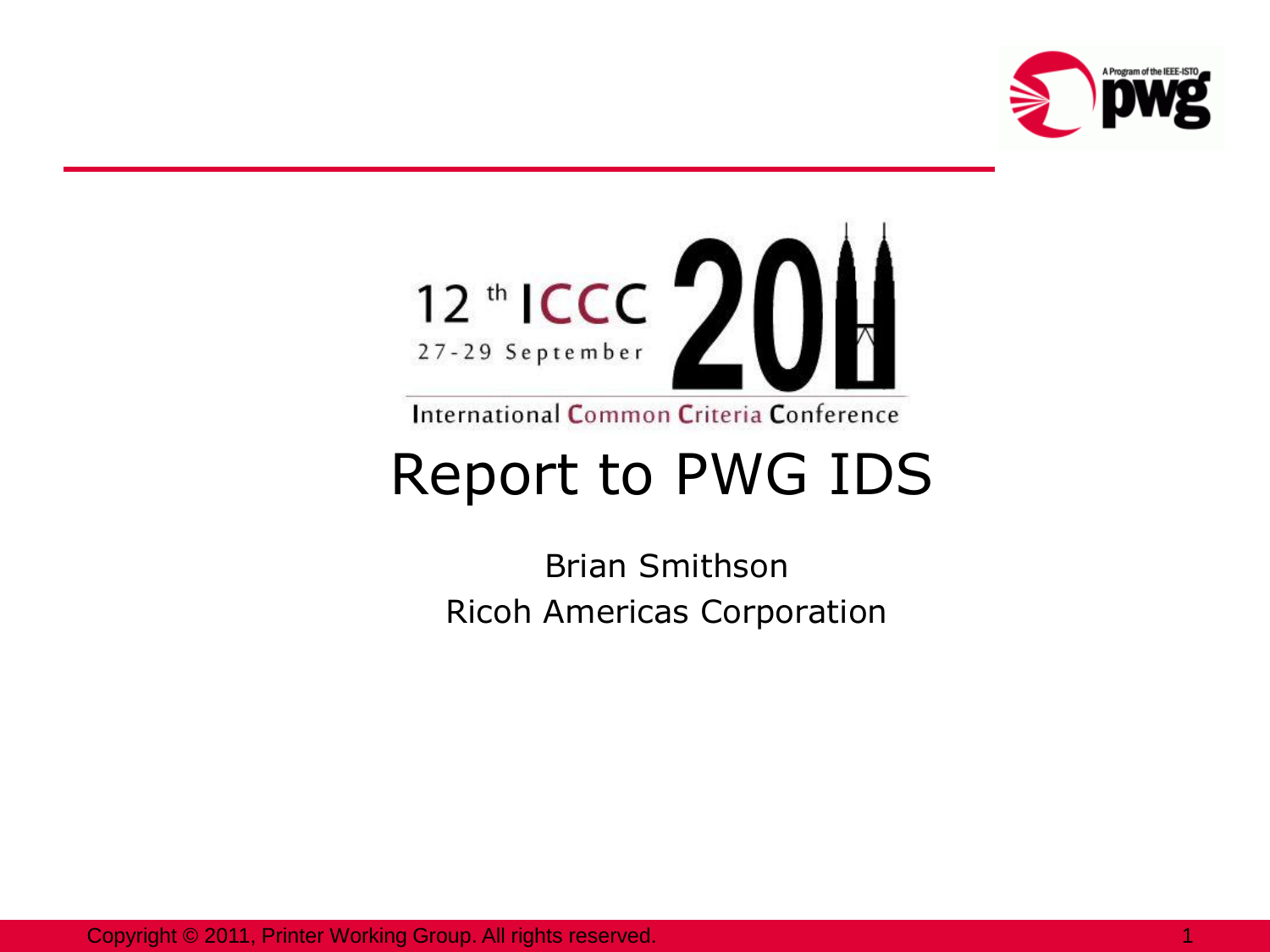12th ICCC 2011

27-29 September

International Common Criteria Conference

# Report to PWG IDS

Brian Smithson

Ricoh Americas Corporation

Copyright © 2011, Printer Working Group. All rights reserved.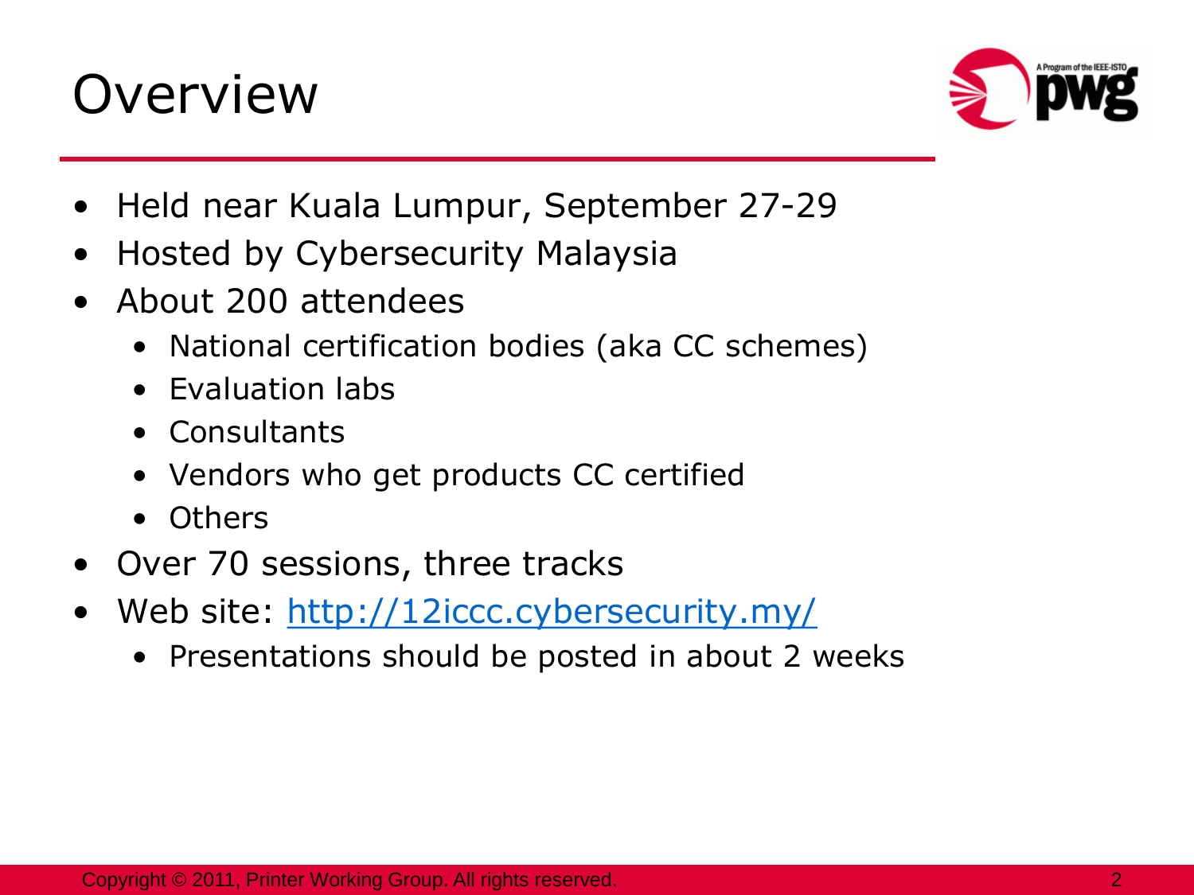# Overview

- Held near Kuala Lumpur, September 27-29
- Hosted by Cybersecurity Malaysia
- About 200 attendees
  - National certification bodies (aka CC schemes)
  - Evaluation labs
  - Consultants
  - Vendors who get products CC certified
  - Others
- Over 70 sessions, three tracks
- Web site: [http://12iccc.cybersecurity.my/](http://12iccc.cybersecurity.my/)
  - Presentations should be posted in about 2 weeks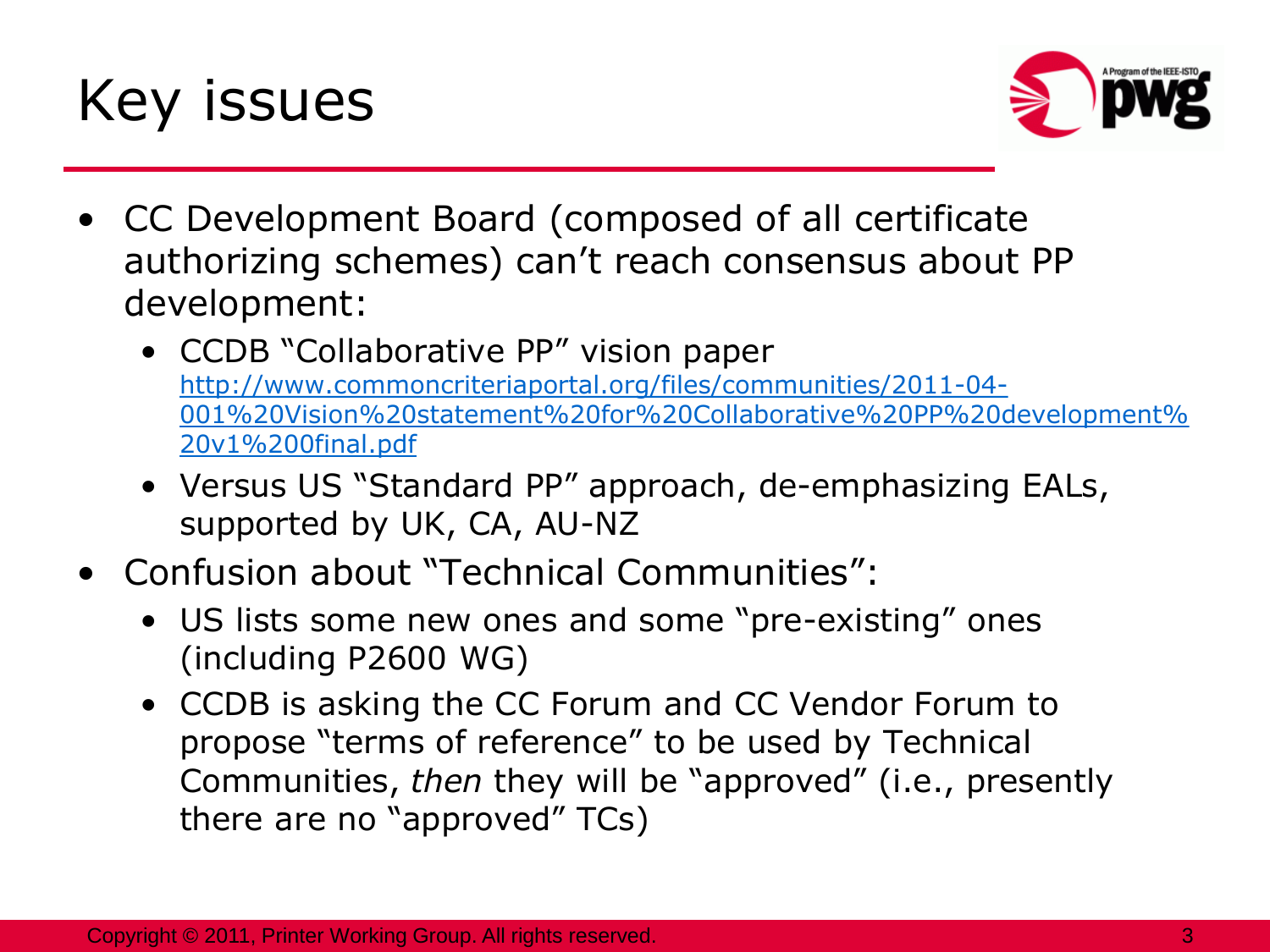# Key issues

- CC Development Board (composed of all certificate authorizing schemes) can't reach consensus about PP development:
  - CCDB "Collaborative PP" vision paper http://www.commoncriteriaportal.org/files/communities/2011-04-001%20Vision%20statement%20for%20Collaborative%20PP%20development%20v1%200final.pdf
  - Versus US "Standard PP" approach, de-emphasizing EALs, supported by UK, CA, AU-NZ
- Confusion about "Technical Communities":
  - US lists some new ones and some "pre-existing" ones (including P2600 WG)
  - CCDB is asking the CC Forum and CC Vendor Forum to propose "terms of reference" to be used by Technical Communities, *then* they will be "approved" (i.e., presently there are no "approved" TCs)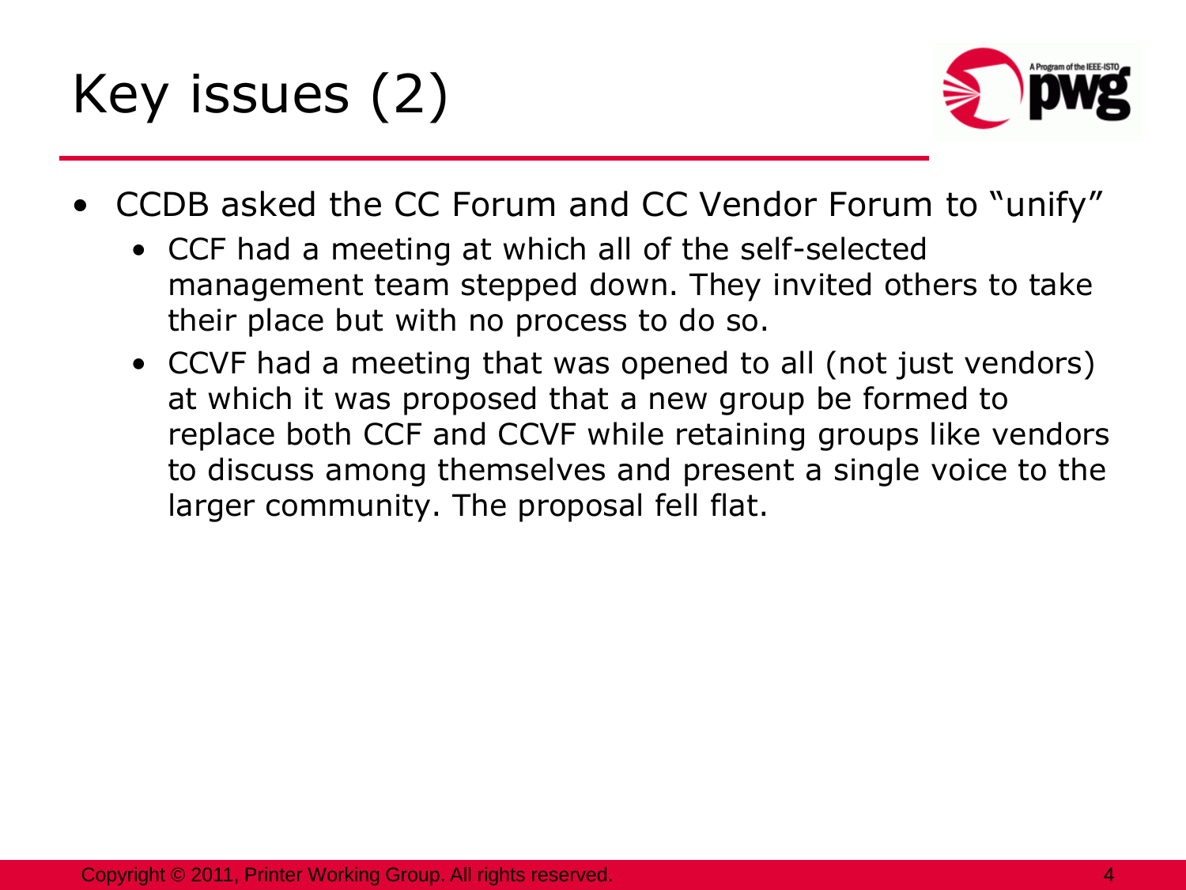# Key issues (2)

- CCDB asked the CC Forum and CC Vendor Forum to "unify"
  - CCF had a meeting at which all of the self-selected management team stepped down. They invited others to take their place but with no process to do so.
  - CCVF had a meeting that was opened to all (not just vendors) at which it was proposed that a new group be formed to replace both CCF and CCVF while retaining groups like vendors to discuss among themselves and present a single voice to the larger community. The proposal fell flat.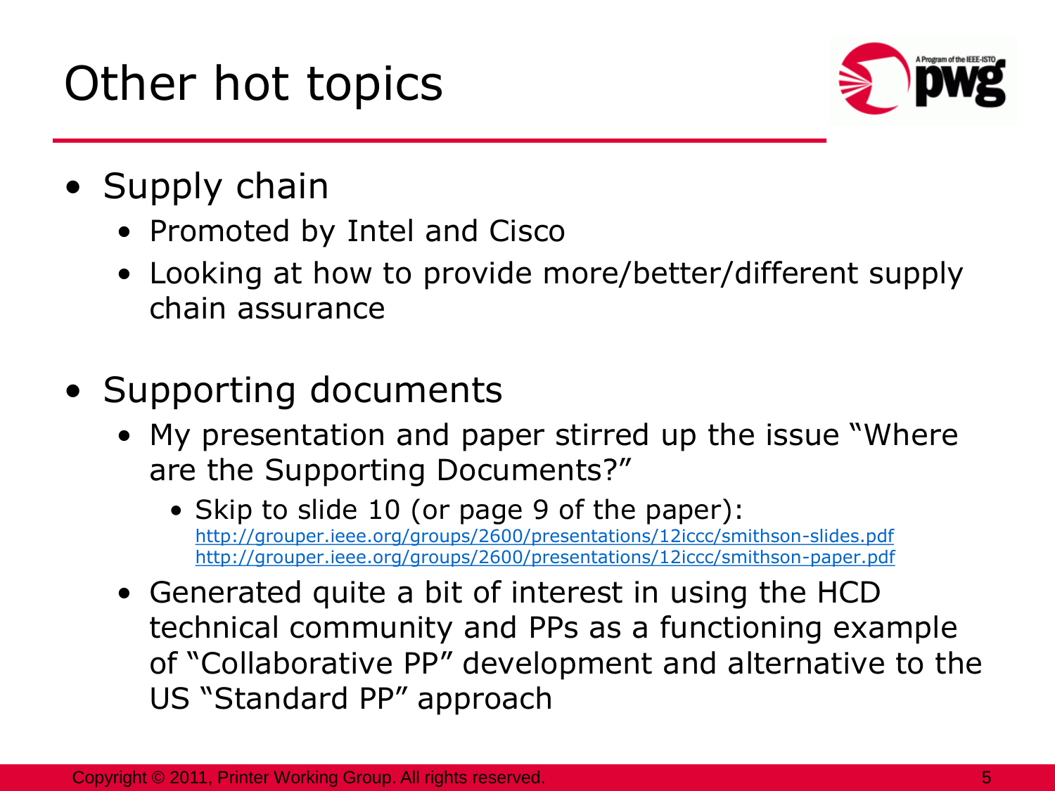# Other hot topics

- Supply chain
  - Promoted by Intel and Cisco
  - Looking at how to provide more/better/different supply chain assurance
- Supporting documents
  - My presentation and paper stirred up the issue "Where are the Supporting Documents?"
    - Skip to slide 10 (or page 9 of the paper): http://grouper.ieee.org/groups/2600/presentations/12iccc/smithson-slides.pdf http://grouper.ieee.org/groups/2600/presentations/12iccc/smithson-paper.pdf
  - Generated quite a bit of interest in using the HCD technical community and PPs as a functioning example of "Collaborative PP" development and alternative to the US "Standard PP" approach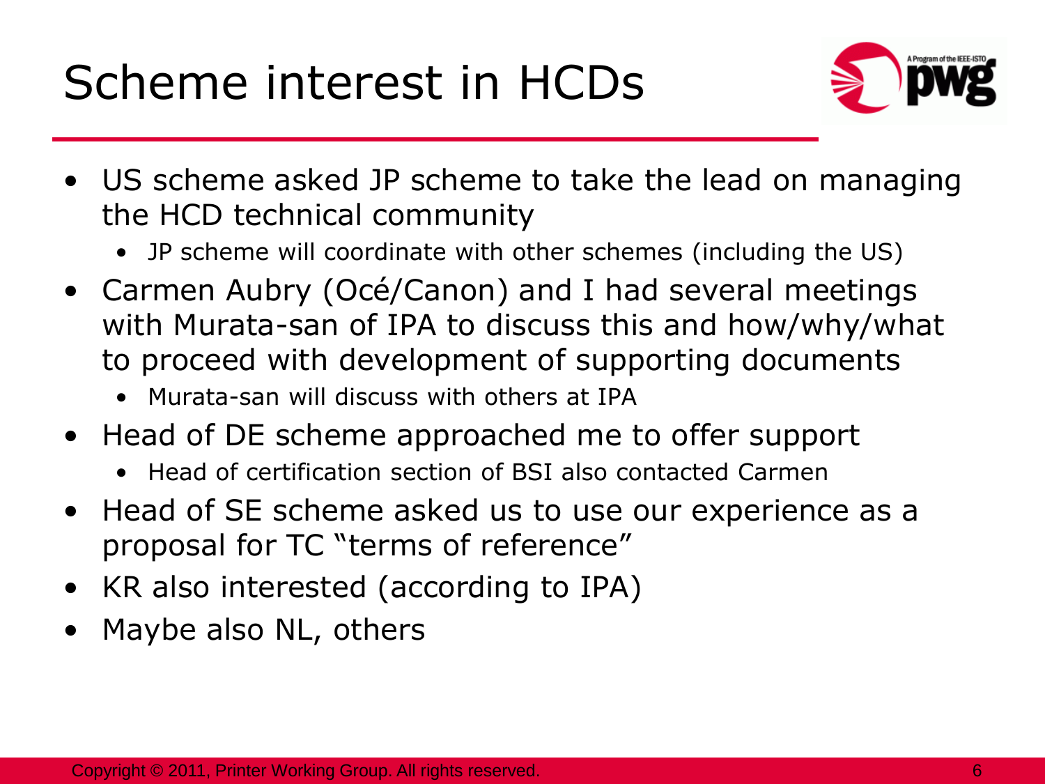# Scheme interest in HCDs

- US scheme asked JP scheme to take the lead on managing the HCD technical community
  - JP scheme will coordinate with other schemes (including the US)
- Carmen Aubry (Océ/Canon) and I had several meetings with Murata-san of IPA to discuss this and how/why/what to proceed with development of supporting documents
  - Murata-san will discuss with others at IPA
- Head of DE scheme approached me to offer support
  - Head of certification section of BSI also contacted Carmen
- Head of SE scheme asked us to use our experience as a proposal for TC "terms of reference"
- KR also interested (according to IPA)
- Maybe also NL, others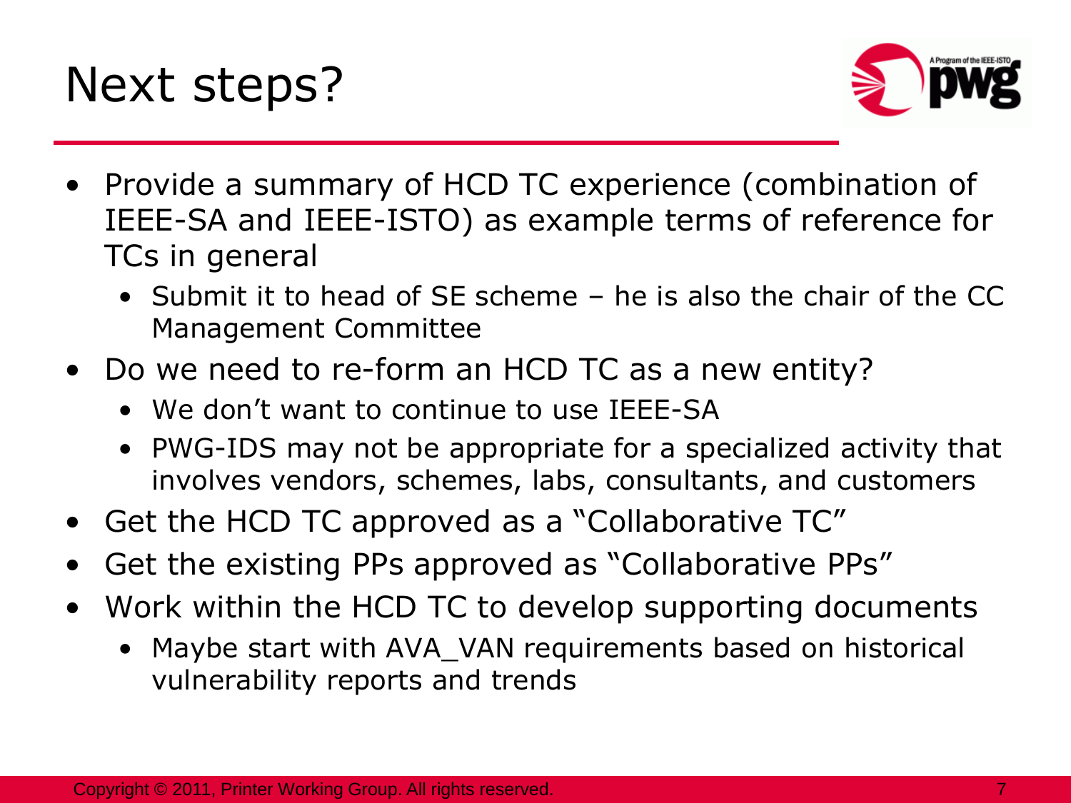# Next steps?

- Provide a summary of HCD TC experience (combination of IEEE-SA and IEEE-ISTO) as example terms of reference for TCs in general
  - Submit it to head of SE scheme – he is also the chair of the CC Management Committee
- Do we need to re-form an HCD TC as a new entity?
  - We don't want to continue to use IEEE-SA
  - PWG-IDS may not be appropriate for a specialized activity that involves vendors, schemes, labs, consultants, and customers
- Get the HCD TC approved as a "Collaborative TC"
- Get the existing PPs approved as "Collaborative PPs"
- Work within the HCD TC to develop supporting documents
  - Maybe start with AVA_VAN requirements based on historical vulnerability reports and trends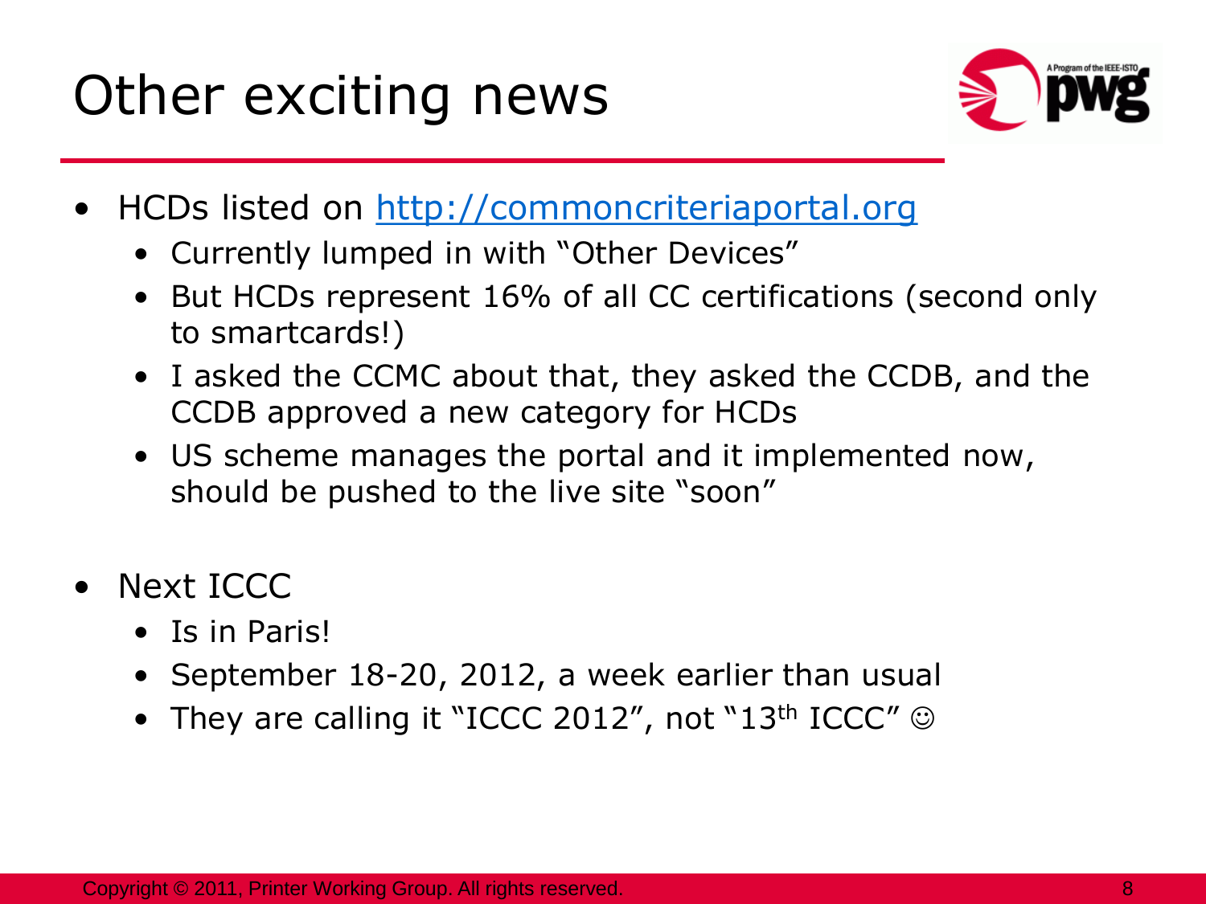# Other exciting news

- HCDs listed on [http://commoncriteriaportal.org](http://commoncriteriaportal.org)
  - Currently lumped in with "Other Devices"
  - But HCDs represent 16% of all CC certifications (second only to smartcards!)
  - I asked the CCMC about that, they asked the CCDB, and the CCDB approved a new category for HCDs
  - US scheme manages the portal and it implemented now, should be pushed to the live site "soon"

- Next ICCC
  - Is in Paris!
  - September 18-20, 2012, a week earlier than usual
  - They are calling it "ICCC 2012", not "13th ICCC" ☺

Copyright © 2011, Printer Working Group. All rights reserved.